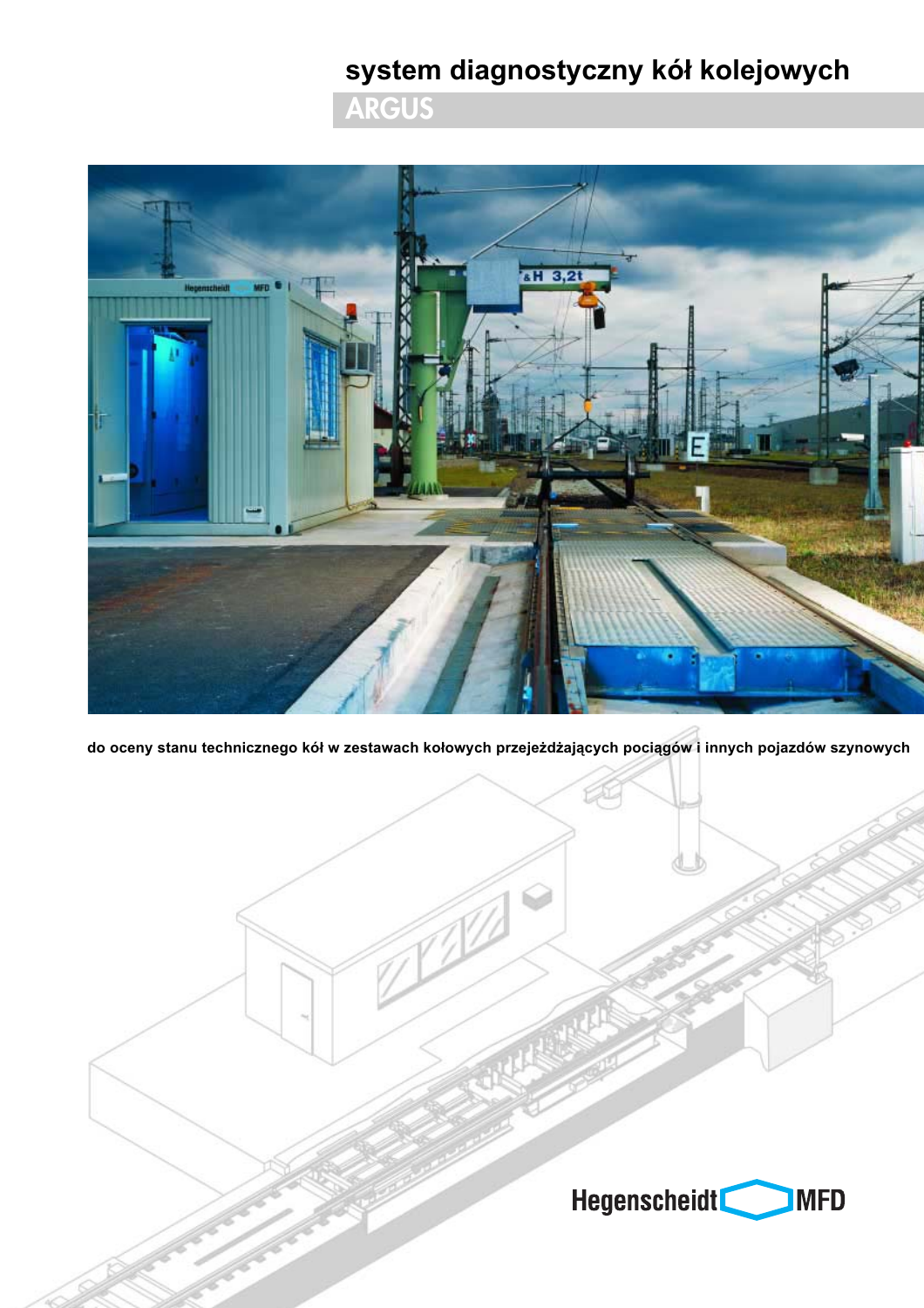# system diagnostyczny kół kolejowych

## ARGUS

**do oceny stanu technicznego kół w zestawach kołowych przejeżdżających pociągów i innych pojazdów szynowych**

Hegenscheidt MFD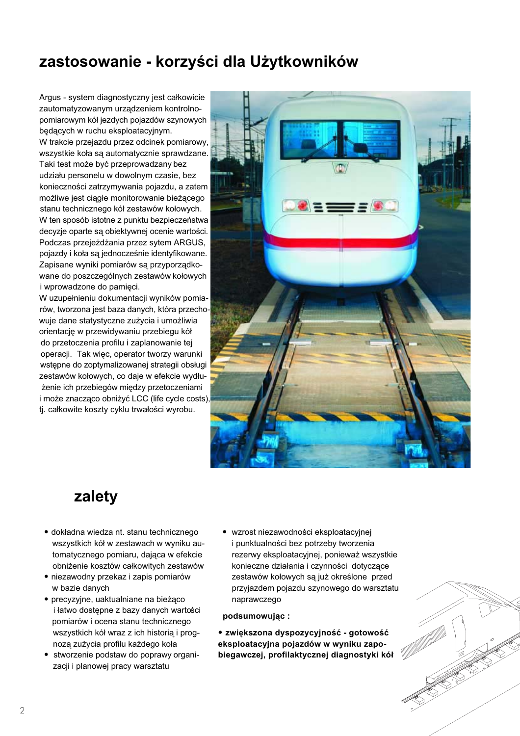# zastosowanie - korzyści dla Użytkowników

Argus - system diagnostyczny jest całkowicie zautomatyzowanym urządzeniem kontrolno-pomiarowym kół jezdych pojazdów szynowych będących w ruchu eksploatacyjnym.
W trakcie przejazdu przez odcinek pomiarowy, wszystkie koła są automatycznie sprawdzane. Taki test może być przeprowadzany bez udziału personelu w dowolnym czasie, bez konieczności zatrzymywania pojazdu, a zatem możliwe jest ciągłe monitorowanie bieżącego stanu technicznego kół zestawów kołowych.
W ten sposób istotne z punktu bezpieczeństwa decyzje oparte są obiektywnej ocenie wartości.
Podczas przejeżdżania przez sytem ARGUS, pojazdy i koła są jednocześnie identyfikowane. Zapisane wyniki pomiarów są przyporządkowane do poszczególnych zestawów kołowych i wprowadzone do pamięci.
W uzupełnieniu dokumentacji wyników pomiarów, tworzona jest baza danych, która przechowuje dane statystyczne zużycia i umożliwia orientację w przewidywaniu przebiegu kół do przetoczenia profilu i zaplanowanie tej operacji. Tak więc, operator tworzy warunki wstępne do zoptymalizowanej strategii obsługi zestawów kołowych, co daje w efekcie wydłużenie ich przebiegów między przetoczeniami i może znacząco obniżyć LCC (life cycle costs), tj. całkowite koszty cyklu trwałości wyrobu.

## zalety

- dokładna wiedza nt. stanu technicznego wszystkich kół w zestawach w wyniku automatycznego pomiaru, dająca w efekcie obniżenie kosztów całkowitych zestawów
- niezawodny przekaz i zapis pomiarów w bazie danych
- precyzyjne, uaktualniane na bieżąco i łatwo dostępne z bazy danych wartości pomiarów i ocena stanu technicznego wszystkich kół wraz z ich historią i prognozą zużycia profilu każdego koła
- stworzenie podstaw do poprawy organizacji i planowej pracy warsztatu
- wzrost niezawodności eksploatacyjnej i punktualności bez potrzeby tworzenia rezerwy eksploatacyjnej, ponieważ wszystkie konieczne działania i czynności dotyczące zestawów kołowych są już określone przed przyjazdem pojazdu szynowego do warsztatu naprawczego

**podsumowując :**

- **zwiększona dyspozycyjność - gotowość eksploatacyjna pojazdów w wyniku zapobiegawczej, profilaktycznej diagnostyki kół**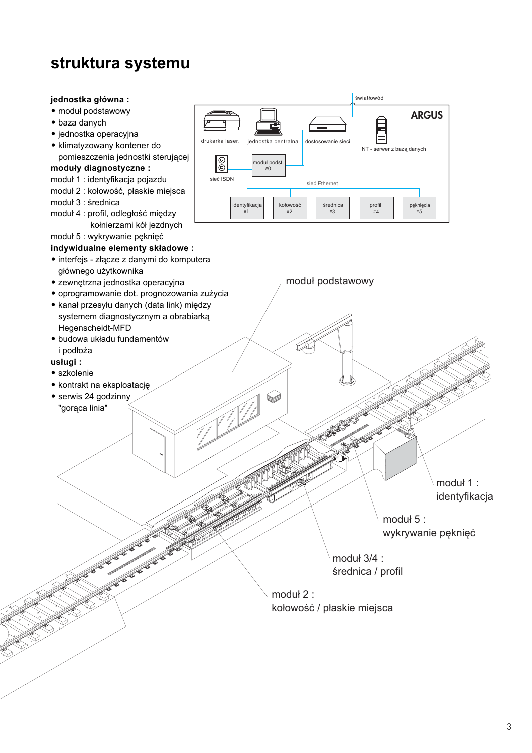# struktura systemu

**jednostka główna :**

- moduł podstawowy
- baza danych
- jednostka operacyjna
- klimatyzowany kontener do pomieszczenia jednostki sterującej

**moduły diagnostyczne :**

moduł 1 : identyfikacja pojazdu
moduł 2 : kołowość, płaskie miejsca
moduł 3 : średnica
moduł 4 : profil, odległość między kołnierzami kół jezdnych
moduł 5 : wykrywanie pęknięć

**indywidualne elementy składowe :**

- interfejs - złącze z danymi do komputera głównego użytkownika
- zewnętrzna jednostka operacyjna
- oprogramowanie dot. prognozowania zużycia
- kanał przesyłu danych (data link) między systemem diagnostycznym a obrabiarką Hegenscheidt-MFD
- budowa układu fundamentów i podłoża

**usługi :**

- szkolenie
- kontrakt na eksploatację
- serwis 24 godzinny "gorąca linia"

ARGUS

światłowód
drukarka laser.
jednostka centralna
dostosowanie sieci
NT - serwer z bazą danych
sieć ISDN
moduł podst. #0
sieć Ethernet
identyfikacja #1
kołowość #2
średnica #3
profil #4
pęknięcia #5

moduł podstawowy

moduł 1 : identyfikacja

moduł 5 : wykrywanie pęknięć

moduł 3/4 : średnica / profil

moduł 2 : kołowość / płaskie miejsca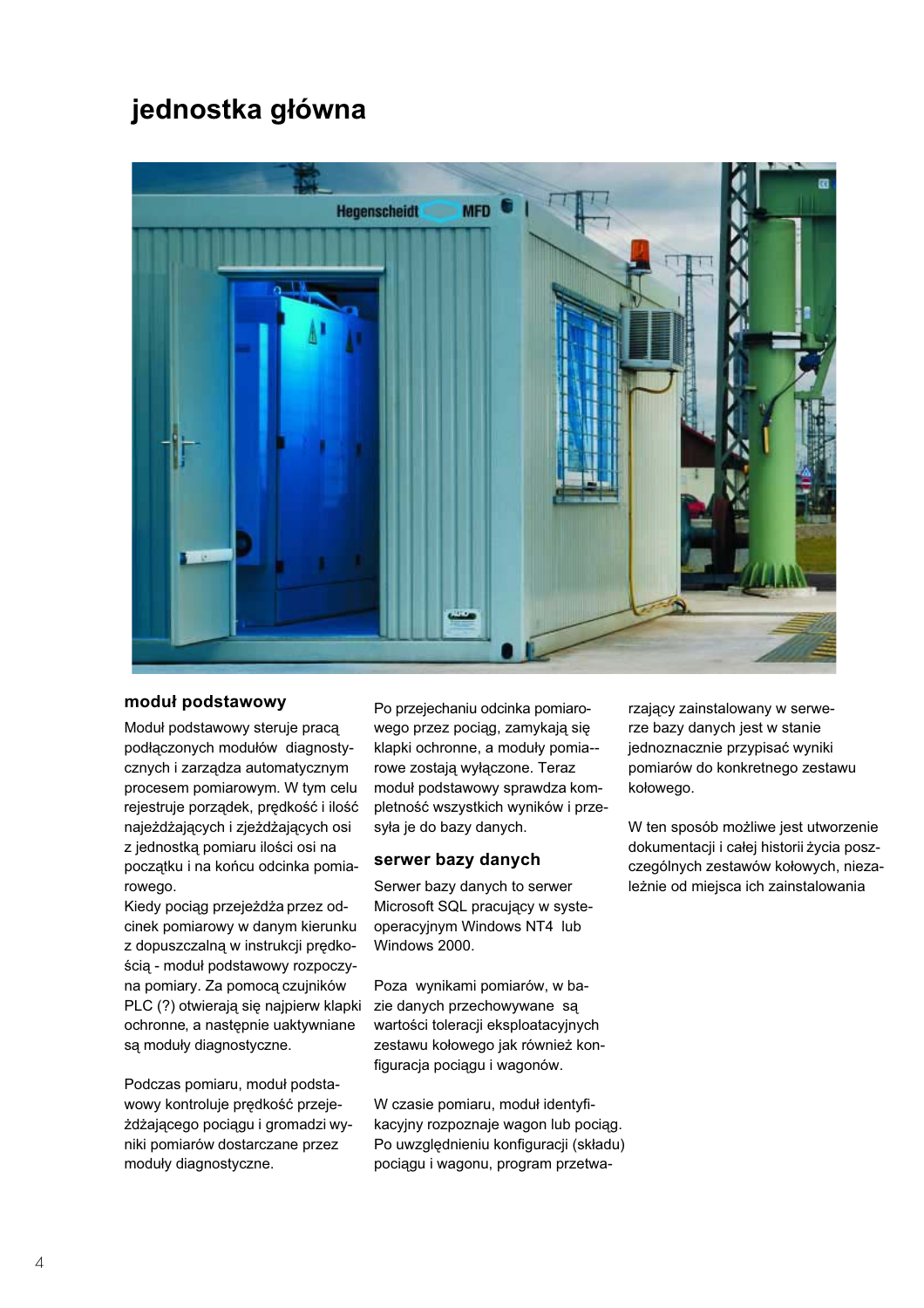# jednostka główna

### moduł podstawowy

Moduł podstawowy steruje pracą podłączonych modułów diagnostycznych i zarządza automatycznym procesem pomiarowym. W tym celu rejestruje porządek, prędkość i ilość najeżdżających i zjeżdżających osi z jednostką pomiaru ilości osi na początku i na końcu odcinka pomiarowego.
Kiedy pociąg przejeżdża przez odcinek pomiarowy w danym kierunku z dopuszczalną w instrukcji prędkością - moduł podstawowy rozpoczyna pomiary. Za pomocą czujników PLC (?) otwierają się najpierw klapki ochronne, a następnie uaktywniane są moduły diagnostyczne.

Podczas pomiaru, moduł podstawowy kontroluje prędkość przejeżdżającego pociągu i gromadzi wyniki pomiarów dostarczane przez moduły diagnostyczne.

Po przejechaniu odcinka pomiarowego przez pociąg, zamykają się klapki ochronne, a moduły pomiarowe zostają wyłączone. Teraz moduł podstawowy sprawdza kompletność wszystkich wyników i przesyła je do bazy danych.

### serwer bazy danych

Serwer bazy danych to serwer Microsoft SQL pracujący w systeoperacyjnym Windows NT4 lub Windows 2000.

Poza wynikami pomiarów, w bazie danych przechowywane są wartości tolerancji eksploatacyjnych zestawu kołowego jak również konfiguracja pociągu i wagonów.

W czasie pomiaru, moduł identyfikacyjny rozpoznaje wagon lub pociąg. Po uwzględnieniu konfiguracji (składu) pociągu i wagonu, program przetwarzający zainstalowany w serwerze bazy danych jest w stanie jednoznacznie przypisać wyniki pomiarów do konkretnego zestawu kołowego.

W ten sposób możliwe jest utworzenie dokumentacji i całej historii życia poszczególnych zestawów kołowych, niezależnie od miejsca ich zainstalowania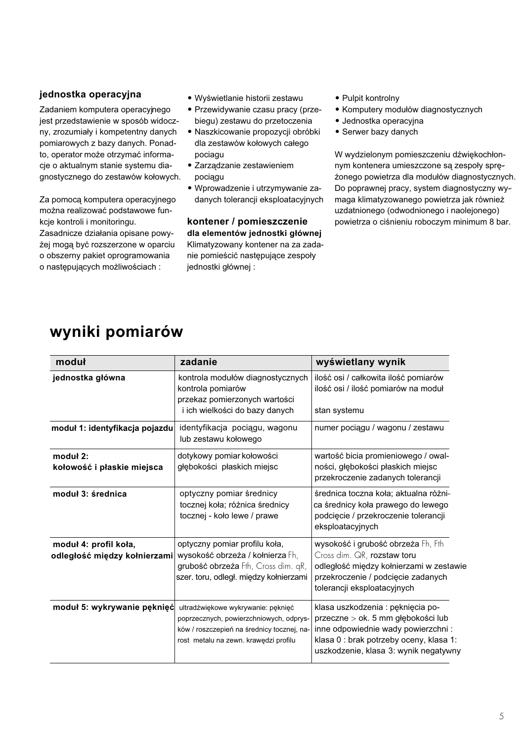### jednostka operacyjna

Zadaniem komputera operacyjnego jest przedstawienie w sposób widoczny, zrozumiały i kompetentny danych pomiarowych z bazy danych. Ponadto, operator może otrzymać informacje o aktualnym stanie systemu diagnostycznego do zestawów kołowych.

Za pomocą komputera operacyjnego można realizować podstawowe funkcje kontroli i monitoringu. Zasadnicze działania opisane powyżej mogą być rozszerzone w oparciu o obszerny pakiet oprogramowania o następujących możliwościach :

- Wyświetlanie historii zestawu
- Przewidywanie czasu pracy (przebiegu) zestawu do przetoczenia
- Naszkicowanie propozycji obróbki dla zestawów kołowych całego pociągu
- Zarządzanie zestawieniem pociągu
- Wprowadzenie i utrzymywanie zadanych tolerancji eksploatacyjnych

### kontener / pomieszczenie

**dla elementów jednostki głównej**

Klimatyzowany kontener na za zadanie pomieścić następujące zespoły jednostki głównej :

- Pulpit kontrolny
- Komputery modułów diagnostycznych
- Jednostka operacyjna
- Serwer bazy danych

W wydzielonym pomieszczeniu dźwiękochłonnym kontenera umieszczone są zespoły sprężonego powietrza dla modułów diagnostycznych. Do poprawnej pracy, system diagnostyczny wymaga klimatyzowanego powietrza jak również uzdatnionego (odwodnionego i naolejonego) powietrza o ciśnieniu roboczym minimum 8 bar.

## wyniki pomiarów

| moduł | zadanie | wyświetlany wynik |
|---|---|---|
| **jednostka główna** | kontrola modułów diagnostycznych<br>kontrola pomiarów<br>przekaz pomierzonych wartości i ich wielkości do bazy danych | ilość osi / całkowita ilość pomiarów<br>ilość osi / ilość pomiarów na moduł<br>stan systemu |
| **moduł 1: identyfikacja pojazdu** | identyfikacja pociągu, wagonu lub zestawu kołowego | numer pociągu / wagonu / zestawu |
| **moduł 2: kołowość i płaskie miejsca** | dotykowy pomiar kołowości głębokości płaskich miejsc | wartość bicia promieniowego / owalności, głębokości płaskich miejsc przekroczenie zadanych tolerancji |
| **moduł 3: średnica** | optyczny pomiar średnicy tocznej koła; różnica średnicy tocznej - koło lewe / prawe | średnica toczna koła; aktualna różnica średnicy koła prawego do lewego podcięcie / przekroczenie tolerancji eksploatacyjnych |
| **moduł 4: profil koła, odległość między kołnierzami** | optyczny pomiar profilu koła, wysokość obrzeża / kołnierza Fh, grubość obrzeża Fth, Cross dim. qR, szer. toru, odległ. między kołnierzami | wysokość i grubość obrzeża Fh, Fth Cross dim. QR, rozstaw toru odległość między kołnierzami w zestawie przekroczenie / podcięcie zadanych tolerancji eksploatacyjnych |
| **moduł 5: wykrywanie pęknięć** | ultradźwiękowe wykrywanie: pęknięć poprzecznych, powierzchniowych, odprysków / roszczepień na średnicy tocznej, narost metalu na zewn. krawędzi profilu | klasa uszkodzenia : pęknięcia poprzeczne > ok. 5 mm głębokości lub inne odpowiednie wady powierzchni : klasa 0 : brak potrzeby oceny, klasa 1: uszkodzenie, klasa 3: wynik negatywny |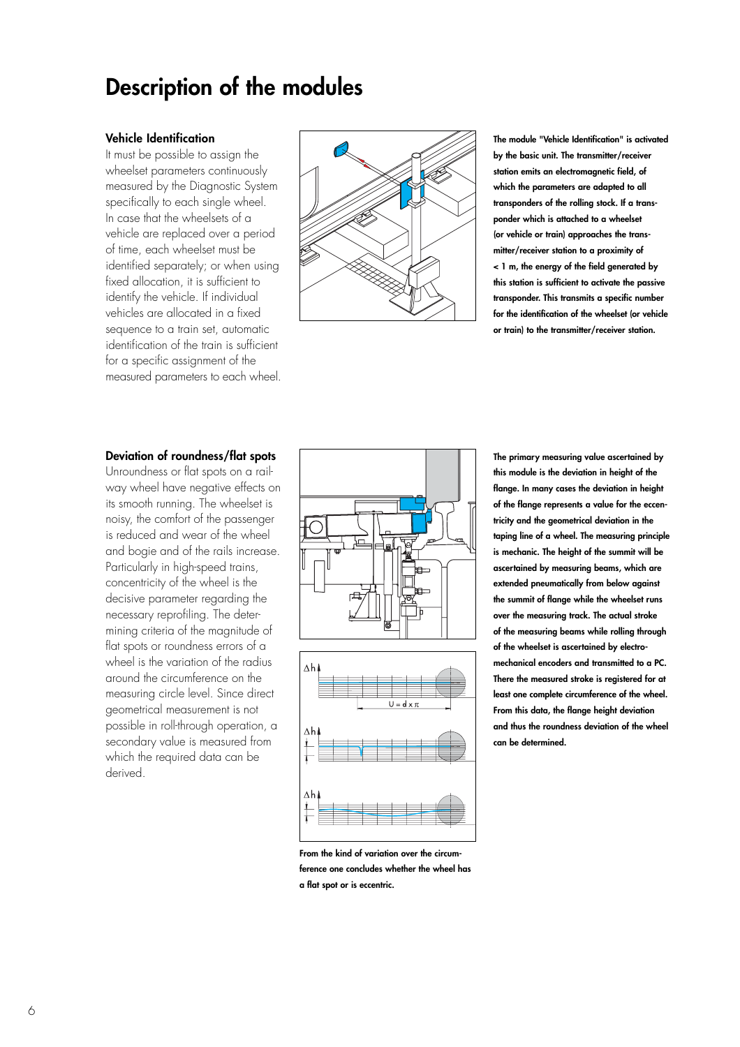# Description of the modules

### Vehicle Identification

It must be possible to assign the wheelset parameters continuously measured by the Diagnostic System specifically to each single wheel. In case that the wheelsets of a vehicle are replaced over a period of time, each wheelset must be identified separately; or when using fixed allocation, it is sufficient to identify the vehicle. If individual vehicles are allocated in a fixed sequence to a train set, automatic identification of the train is sufficient for a specific assignment of the measured parameters to each wheel.

**The module "Vehicle Identification" is activated by the basic unit. The transmitter/receiver station emits an electromagnetic field, of which the parameters are adapted to all transponders of the rolling stock. If a transponder which is attached to a wheelset (or vehicle or train) approaches the transmitter/receiver station to a proximity of < 1 m, the energy of the field generated by this station is sufficient to activate the passive transponder. This transmits a specific number for the identification of the wheelset (or vehicle or train) to the transmitter/receiver station.**

### Deviation of roundness/flat spots

Unroundness or flat spots on a railway wheel have negative effects on its smooth running. The wheelset is noisy, the comfort of the passenger is reduced and wear of the wheel and bogie and of the rails increase. Particularly in high-speed trains, concentricity of the wheel is the decisive parameter regarding the necessary reprofiling. The determining criteria of the magnitude of flat spots or roundness errors of a wheel is the variation of the radius around the circumference on the measuring circle level. Since direct geometrical measurement is not possible in roll-through operation, a secondary value is measured from which the required data can be derived.

**From the kind of variation over the circumference one concludes whether the wheel has a flat spot or is eccentric.**

**The primary measuring value ascertained by this module is the deviation in height of the flange. In many cases the deviation in height of the flange represents a value for the eccentricity and the geometrical deviation in the taping line of a wheel. The measuring principle is mechanic. The height of the summit will be ascertained by measuring beams, which are extended pneumatically from below against the summit of flange while the wheelset runs over the measuring track. The actual stroke of the measuring beams while rolling through of the wheelset is ascertained by electromechanical encoders and transmitted to a PC. There the measured stroke is registered for at least one complete circumference of the wheel. From this data, the flange height deviation and thus the roundness deviation of the wheel can be determined.**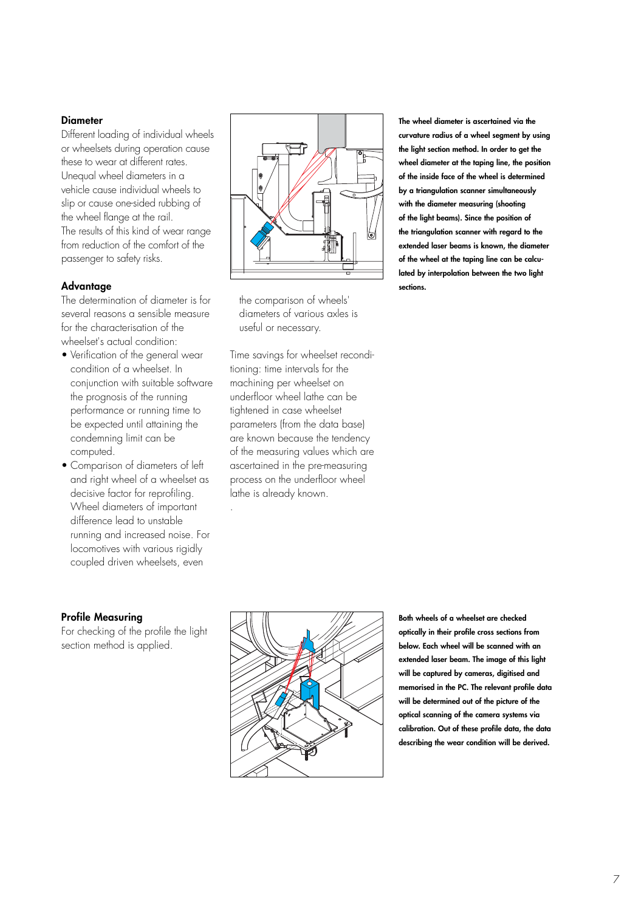## Diameter

Different loading of individual wheels or wheelsets during operation cause these to wear at different rates. Unequal wheel diameters in a vehicle cause individual wheels to slip or cause one-sided rubbing of the wheel flange at the rail.
The results of this kind of wear range from reduction of the comfort of the passenger to safety risks.

## Advantage

The determination of diameter is for several reasons a sensible measure for the characterisation of the wheelset's actual condition:

- Verification of the general wear condition of a wheelset. In conjunction with suitable software the prognosis of the running performance or running time to be expected until attaining the condemning limit can be computed.
- Comparison of diameters of left and right wheel of a wheelset as decisive factor for reprofiling. Wheel diameters of important difference lead to unstable running and increased noise. For locomotives with various rigidly coupled driven wheelsets, even the comparison of wheels' diameters of various axles is useful or necessary.

Time savings for wheelset reconditioning: time intervals for the machining per wheelset on underfloor wheel lathe can be tightened in case wheelset parameters (from the data base) are known because the tendency of the measuring values which are ascertained in the pre-measuring process on the underfloor wheel lathe is already known.

**The wheel diameter is ascertained via the curvature radius of a wheel segment by using the light section method. In order to get the wheel diameter at the taping line, the position of the inside face of the wheel is determined by a triangulation scanner simultaneously with the diameter measuring (shooting of the light beams). Since the position of the triangulation scanner with regard to the extended laser beams is known, the diameter of the wheel at the taping line can be calculated by interpolation between the two light sections.**

## Profile Measuring

For checking of the profile the light section method is applied.

**Both wheels of a wheelset are checked optically in their profile cross sections from below. Each wheel will be scanned with an extended laser beam. The image of this light will be captured by cameras, digitised and memorised in the PC. The relevant profile data will be determined out of the picture of the optical scanning of the camera systems via calibration. Out of these profile data, the data describing the wear condition will be derived.**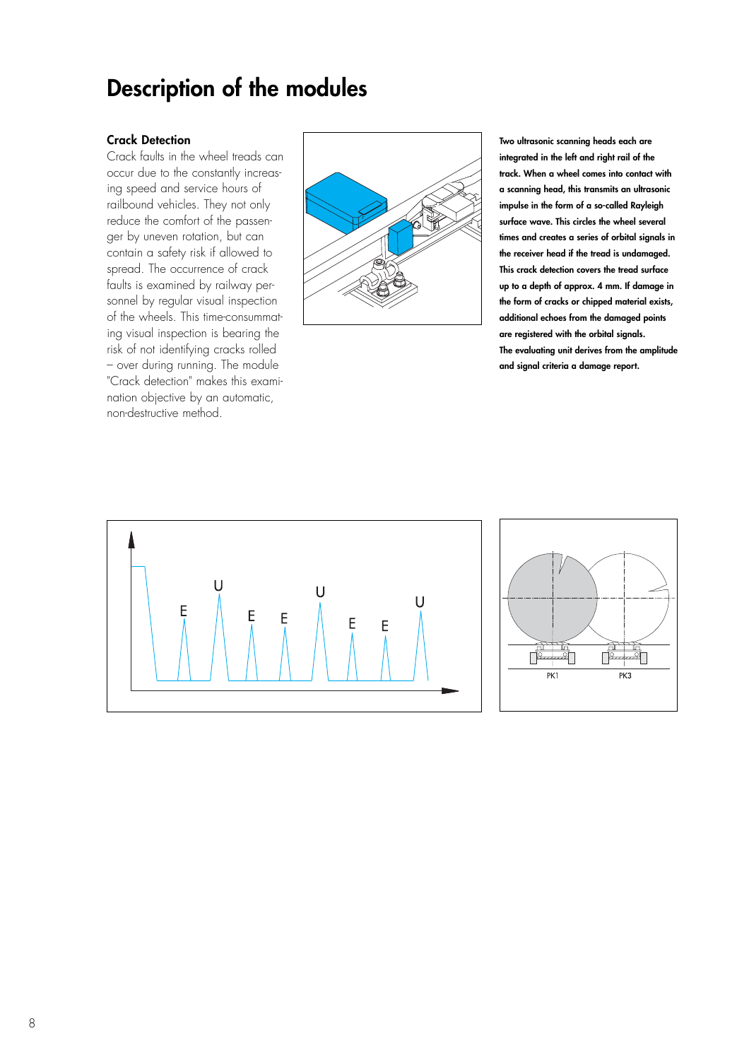# Description of the modules

## Crack Detection

Crack faults in the wheel treads can occur due to the constantly increasing speed and service hours of railbound vehicles. They not only reduce the comfort of the passenger by uneven rotation, but can contain a safety risk if allowed to spread. The occurrence of crack faults is examined by railway personnel by regular visual inspection of the wheels. This time-consummating visual inspection is bearing the risk of not identifying cracks rolled – over during running. The module "Crack detection" makes this examination objective by an automatic, non-destructive method.

**Two ultrasonic scanning heads each are integrated in the left and right rail of the track. When a wheel comes into contact with a scanning head, this transmits an ultrasonic impulse in the form of a so-called Rayleigh surface wave. This circles the wheel several times and creates a series of orbital signals in the receiver head if the tread is undamaged. This crack detection covers the tread surface up to a depth of approx. 4 mm. If damage in the form of cracks or chipped material exists, additional echoes from the damaged points are registered with the orbital signals.**
**The evaluating unit derives from the amplitude and signal criteria a damage report.**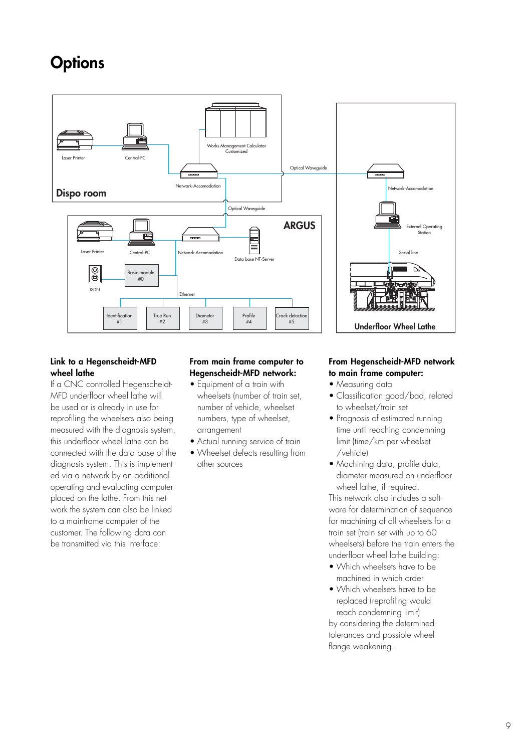# Options

Laser Printer | Central-PC | Works Management Calculator Customized | Network-Accomodation | Dispo room | Optical Waveguide | Network-Accomodation | External Operating Station | Serial line | Underfloor Wheel Lathe | Optical Waveguide | ARGUS | Laser Printer | Central-PC | Network-Accomodation | Data base NT-Server | ISDN | Basic module #0 | Ethernet | Identification #1 | True Run #2 | Diameter #3 | Profile #4 | Crack detection #5

### Link to a Hegenscheidt-MFD wheel lathe

If a CNC controlled Hegenscheidt-MFD underfloor wheel lathe will be used or is already in use for reprofiling the wheelsets also being measured with the diagnosis system, this underfloor wheel lathe can be connected with the data base of the diagnosis system. This is implemented via a network by an additional operating and evaluating computer placed on the lathe. From this network the system can also be linked to a mainframe computer of the customer. The following data can be transmitted via this interface:

### From main frame computer to Hegenscheidt-MFD network:

- Equipment of a train with wheelsets (number of train set, number of vehicle, wheelset numbers, type of wheelset, arrangement
- Actual running service of train
- Wheelset defects resulting from other sources

### From Hegenscheidt-MFD network to main frame computer:

- Measuring data
- Classification good/bad, related to wheelset/train set
- Prognosis of estimated running time until reaching condemning limit (time/km per wheelset /vehicle)
- Machining data, profile data, diameter measured on underfloor wheel lathe, if required.

This network also includes a software for determination of sequence for machining of all wheelsets for a train set (train set with up to 60 wheelsets) before the train enters the underfloor wheel lathe building:

- Which wheelsets have to be machined in which order
- Which wheelsets have to be replaced (reprofiling would reach condemning limit)

by considering the determined tolerances and possible wheel flange weakening.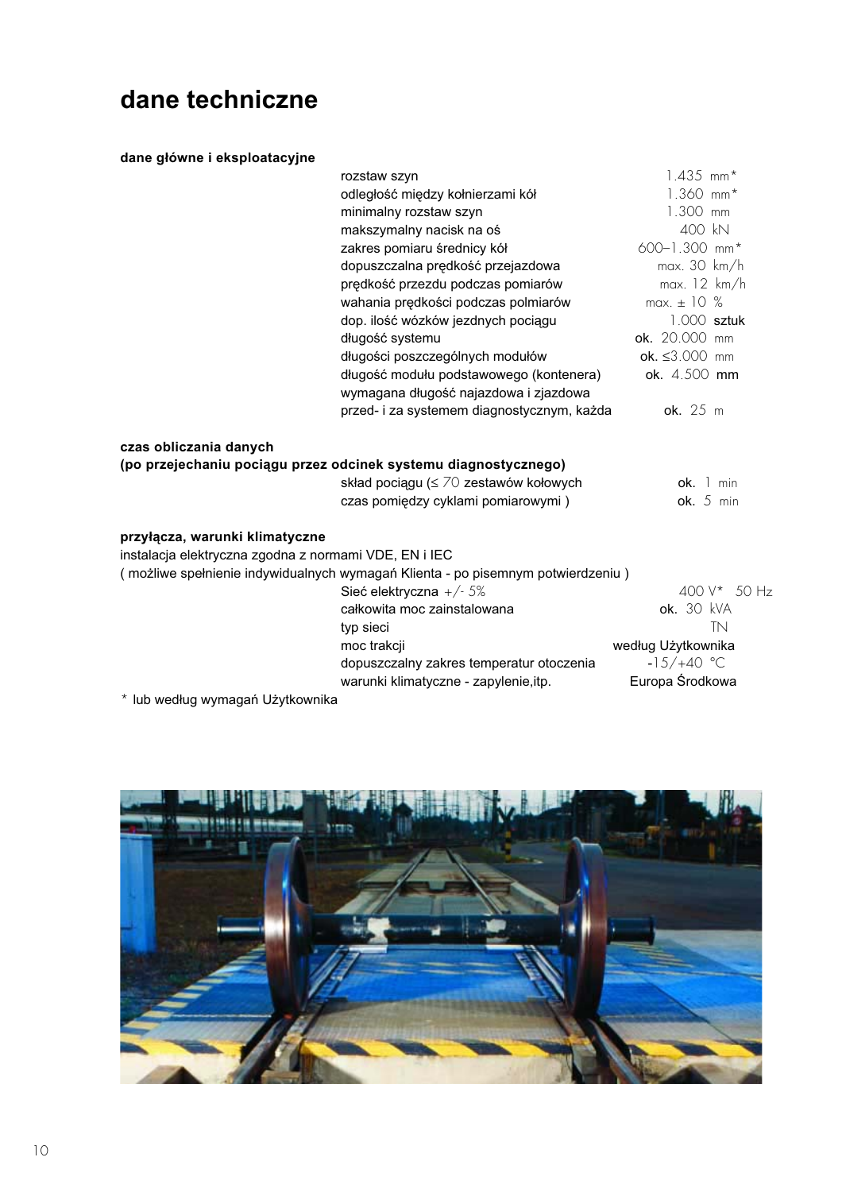# dane techniczne

**dane główne i eksploatacyjne**

| | |
|---|---|
| rozstaw szyn | 1.435 mm* |
| odległość między kołnierzami kół | 1.360 mm* |
| minimalny rozstaw szyn | 1.300 mm |
| makszymalny nacisk na oś | 400 kN |
| zakres pomiaru średnicy kół | 600–1.300 mm* |
| dopuszczalna prędkość przejazdowa | max. 30 km/h |
| prędkość przezdu podczas pomiarów | max. 12 km/h |
| wahania prędkości podczas polmiarów | max. ± 10 % |
| dop. ilość wózków jezdnych pociągu | 1.000 sztuk |
| długość systemu | ok. 20.000 mm |
| długości poszczególnych modułów | ok. ≤3.000 mm |
| długość modułu podstawowego (kontenera) | ok. 4.500 mm |
| wymagana długość najazdowa i zjazdowa przed- i za systemem diagnostycznym, każda | ok. 25 m |

**czas obliczania danych**
**(po przejechaniu pociągu przez odcinek systemu diagnostycznego)**

| | |
|---|---|
| skład pociągu (≤ 70 zestawów kołowych | ok. 1 min |
| czas pomiędzy cyklami pomiarowymi ) | ok. 5 min |

**przyłącza, warunki klimatyczne**

instalacja elektryczna zgodna z normami VDE, EN i IEC
( możliwe spełnienie indywidualnych wymagań Klienta - po pisemnym potwierdzeniu )

| | |
|---|---|
| Sieć elektryczna +/- 5% | 400 V* 50 Hz |
| całkowita moc zainstalowana | ok. 30 kVA |
| typ sieci | TN |
| moc trakcji | według Użytkownika |
| dopuszczalny zakres temperatur otoczenia | -15/+40 °C |
| warunki klimatyczne - zapylenie,itp. | Europa Środkowa |

* lub według wymagań Użytkownika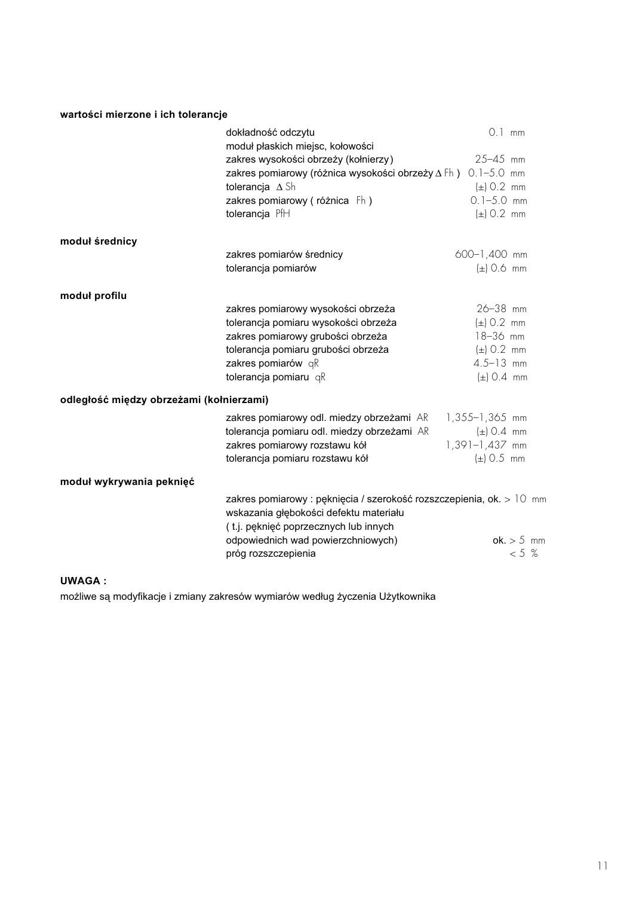**wartości mierzone i ich tolerancje**

| | | |
|---|---|---|
| | dokładność odczytu | 0.1 mm |
| | moduł płaskich miejsc, kołowości | |
| | zakres wysokości obrzeży (kołnierzy) | 25–45 mm |
| | zakres pomiarowy (różnica wysokości obrzeży $\Delta$ Fh ) | 0.1–5.0 mm |
| | tolerancja $\Delta$ Sh | (±) 0.2 mm |
| | zakres pomiarowy ( różnica Fh ) | 0.1–5.0 mm |
| | tolerancja PfH | (±) 0.2 mm |
| **moduł średnicy** | | |
| | zakres pomiarów średnicy | 600–1,400 mm |
| | tolerancja pomiarów | (±) 0.6 mm |
| **moduł profilu** | | |
| | zakres pomiarowy wysokości obrzeża | 26–38 mm |
| | tolerancja pomiaru wysokości obrzeża | (±) 0.2 mm |
| | zakres pomiarowy grubości obrzeża | 18–36 mm |
| | tolerancja pomiaru grubości obrzeża | (±) 0.2 mm |
| | zakres pomiarów qR | 4.5–13 mm |
| | tolerancja pomiaru qR | (±) 0.4 mm |
| **odległość między obrzeżami (kołnierzami)** | | |
| | zakres pomiarowy odl. miedzy obrzeżami AR | 1,355–1,365 mm |
| | tolerancja pomiaru odl. miedzy obrzeżami AR | (±) 0.4 mm |
| | zakres pomiarowy rozstawu kół | 1,391–1,437 mm |
| | tolerancja pomiaru rozstawu kół | (±) 0.5 mm |
| **moduł wykrywania peknięć** | | |
| | zakres pomiarowy : pęknięcia / szerokość rozszczepienia, ok. | > 10 mm |
| | wskazania głębokości defektu materiału ( t.j. pęknięć poprzecznych lub innych odpowiednich wad powierzchniowych) | ok. > 5 mm |
| | próg rozszczepienia | < 5 % |

**UWAGA :**

możliwe są modyfikacje i zmiany zakresów wymiarów według życzenia Użytkownika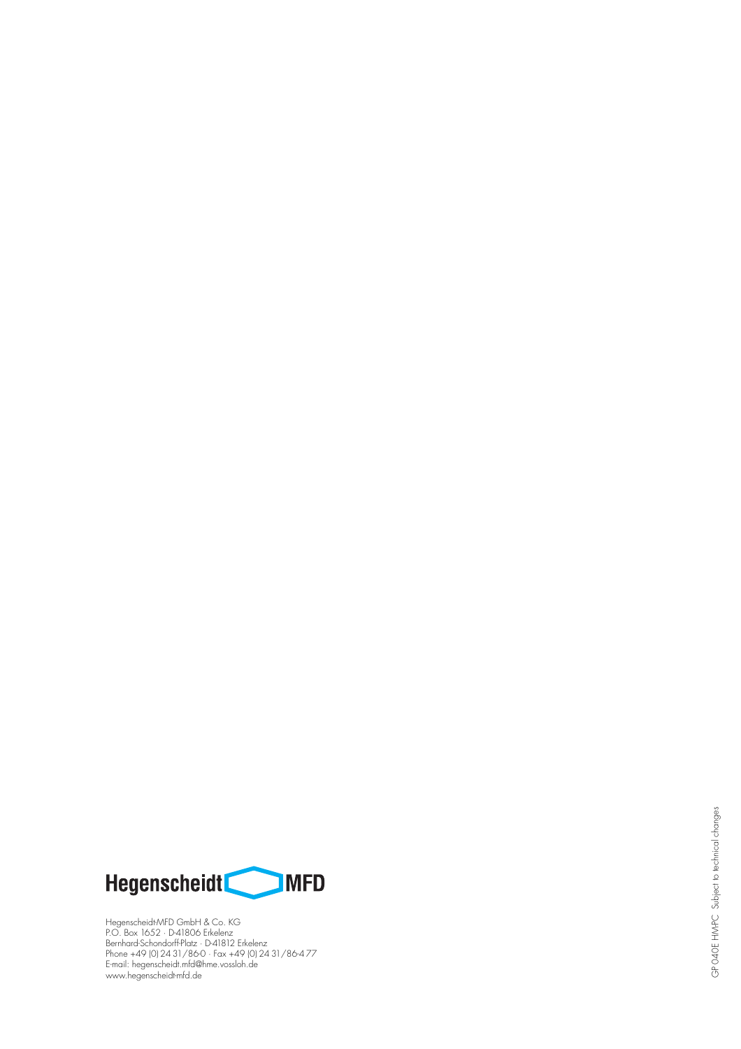Hegenscheidt MFD

Hegenscheidt-MFD GmbH & Co. KG
P.O. Box 1652 · D-41806 Erkelenz
Bernhard-Schondorff-Platz · D-41812 Erkelenz
Phone +49 (0) 24 31/86-0 · Fax +49 (0) 24 31/86-4 77
E-mail: hegenscheidt.mfd@hme.vossloh.de
www.hegenscheidt-mfd.de

GP 040E HM-PC Subject to technical changes